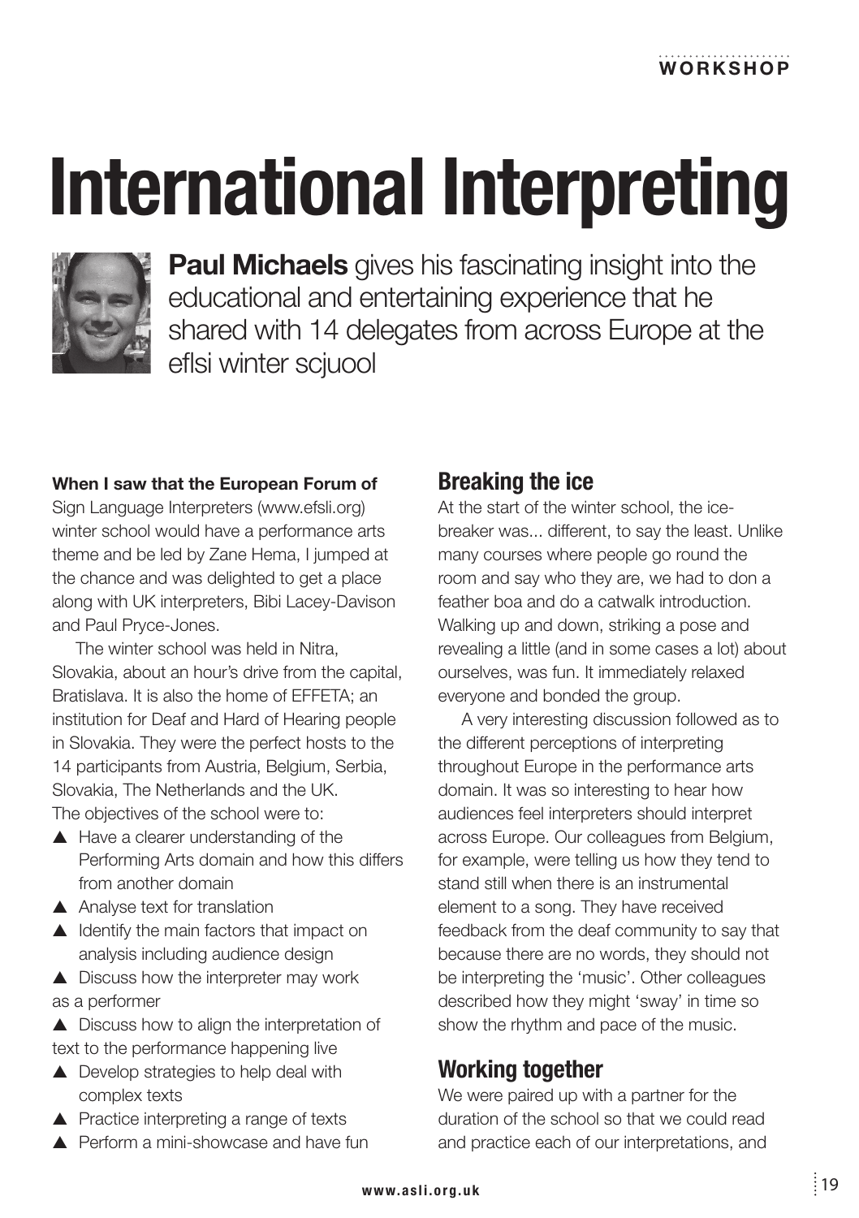# International Interpreting

**Paul Michaels** gives his fascinating insight into the educational and entertaining experience that he shared with 14 delegates from across Europe at the eflsi winter scjuool

**When I saw that the European Forum of** Sign Language Interpreters (www.efsli.org) winter school would have a performance arts theme and be led by Zane Hema, I jumped at the chance and was delighted to get a place along with UK interpreters, Bibi Lacey-Davison and Paul Pryce-Jones.

The winter school was held in Nitra, Slovakia, about an hour's drive from the capital, Bratislava. It is also the home of EFFETA; an institution for Deaf and Hard of Hearing people in Slovakia. They were the perfect hosts to the 14 participants from Austria, Belgium, Serbia, Slovakia, The Netherlands and the UK.

The objectives of the school were to:

- ▲ Have a clearer understanding of the Performing Arts domain and how this differs from another domain
- ▲ Analyse text for translation
- ▲ Identify the main factors that impact on analysis including audience design
- ▲ Discuss how the interpreter may work as a performer
- ▲ Discuss how to align the interpretation of text to the performance happening live
- ▲ Develop strategies to help deal with complex texts
- ▲ Practice interpreting a range of texts
- ▲ Perform a mini-showcase and have fun

## Breaking the ice

At the start of the winter school, the ice-breaker was... different, to say the least. Unlike many courses where people go round the room and say who they are, we had to don a feather boa and do a catwalk introduction. Walking up and down, striking a pose and revealing a little (and in some cases a lot) about ourselves, was fun. It immediately relaxed everyone and bonded the group.

A very interesting discussion followed as to the different perceptions of interpreting throughout Europe in the performance arts domain. It was so interesting to hear how audiences feel interpreters should interpret across Europe. Our colleagues from Belgium, for example, were telling us how they tend to stand still when there is an instrumental element to a song. They have received feedback from the deaf community to say that because there are no words, they should not be interpreting the 'music'. Other colleagues described how they might 'sway' in time so show the rhythm and pace of the music.

## Working together

We were paired up with a partner for the duration of the school so that we could read and practice each of our interpretations, and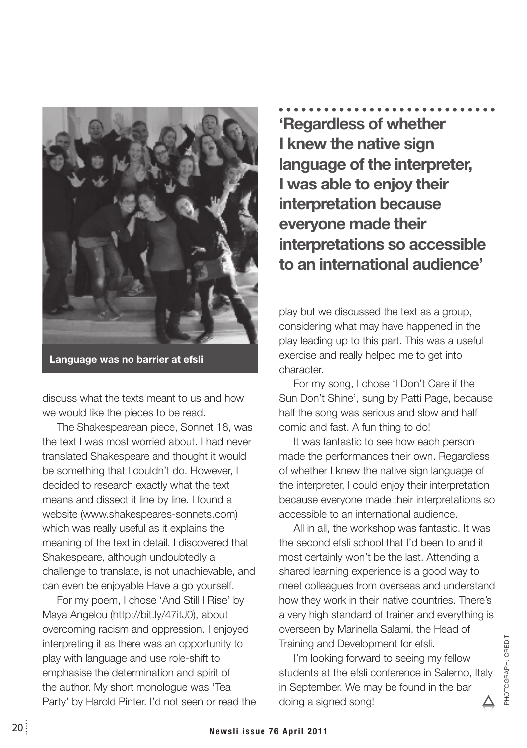Language was no barrier at efsli

discuss what the texts meant to us and how we would like the pieces to be read.

The Shakespearean piece, Sonnet 18, was the text I was most worried about. I had never translated Shakespeare and thought it would be something that I couldn't do. However, I decided to research exactly what the text means and dissect it line by line. I found a website (www.shakespeares-sonnets.com) which was really useful as it explains the meaning of the text in detail. I discovered that Shakespeare, although undoubtedly a challenge to translate, is not unachievable, and can even be enjoyable Have a go yourself.

For my poem, I chose 'And Still I Rise' by Maya Angelou (http://bit.ly/47itJ0), about overcoming racism and oppression. I enjoyed interpreting it as there was an opportunity to play with language and use role-shift to emphasise the determination and spirit of the author. My short monologue was 'Tea Party' by Harold Pinter. I'd not seen or read the play but we discussed the text as a group, considering what may have happened in the play leading up to this part. This was a useful exercise and really helped me to get into character.

**'Regardless of whether I knew the native sign language of the interpreter, I was able to enjoy their interpretation because everyone made their interpretations so accessible to an international audience'**

For my song, I chose 'I Don't Care if the Sun Don't Shine', sung by Patti Page, because half the song was serious and slow and half comic and fast. A fun thing to do!

It was fantastic to see how each person made the performances their own. Regardless of whether I knew the native sign language of the interpreter, I could enjoy their interpretation because everyone made their interpretations so accessible to an international audience.

All in all, the workshop was fantastic. It was the second efsli school that I'd been to and it most certainly won't be the last. Attending a shared learning experience is a good way to meet colleagues from overseas and understand how they work in their native countries. There's a very high standard of trainer and everything is overseen by Marinella Salami, the Head of Training and Development for efsli.

I'm looking forward to seeing my fellow students at the efsli conference in Salerno, Italy in September. We may be found in the bar doing a signed song!